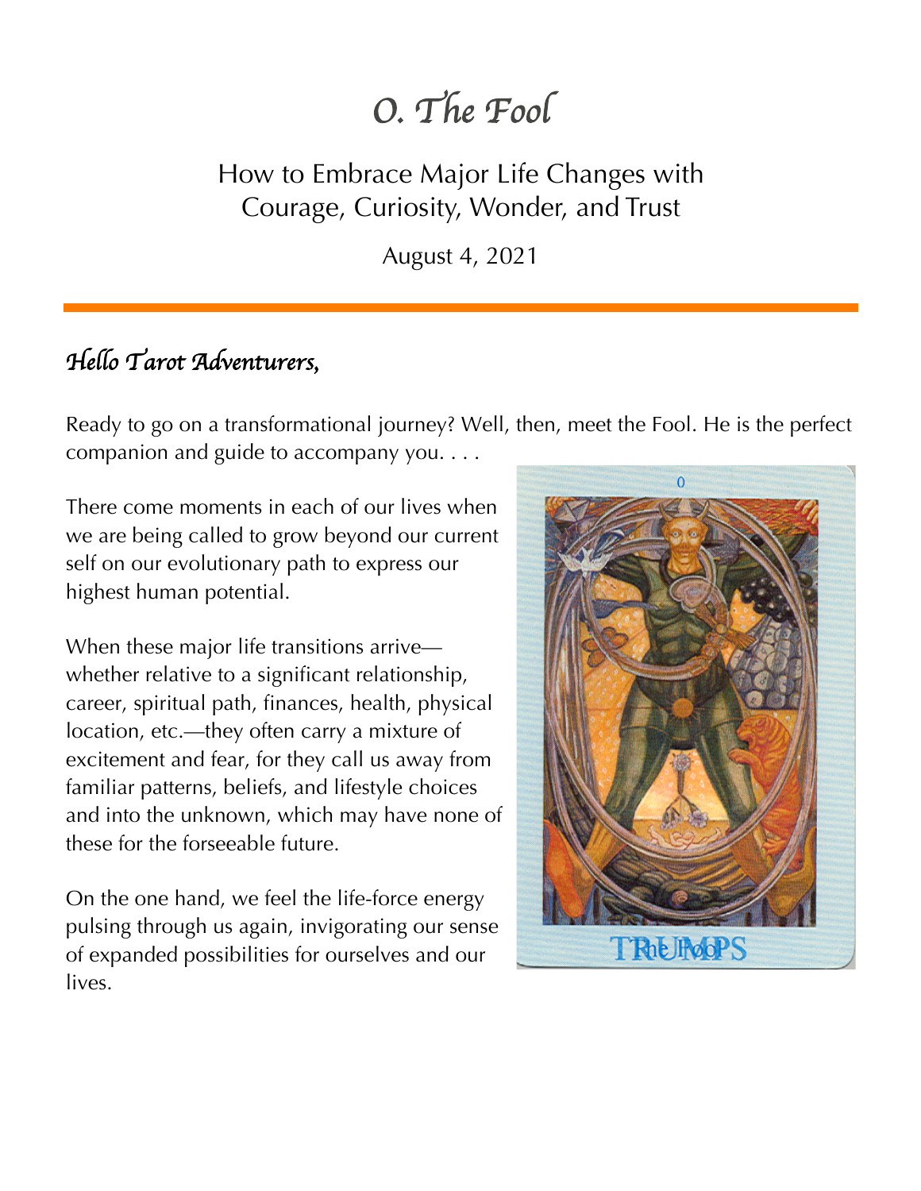# *0. The Fool*

## How to Embrace Major Life Changes with Courage, Curiosity, Wonder, and Trust

August 4, 2021

---

### *Hello Tarot Adventurers,*

Ready to go on a transformational journey? Well, then, meet the Fool. He is the perfect companion and guide to accompany you. . . .

There come moments in each of our lives when we are being called to grow beyond our current self on our evolutionary path to express our highest human potential.

When these major life transitions arrive—whether relative to a significant relationship, career, spiritual path, finances, health, physical location, etc.—they often carry a mixture of excitement and fear, for they call us away from familiar patterns, beliefs, and lifestyle choices and into the unknown, which may have none of these for the forseeable future.

On the one hand, we feel the life-force energy pulsing through us again, invigorating our sense of expanded possibilities for ourselves and our lives.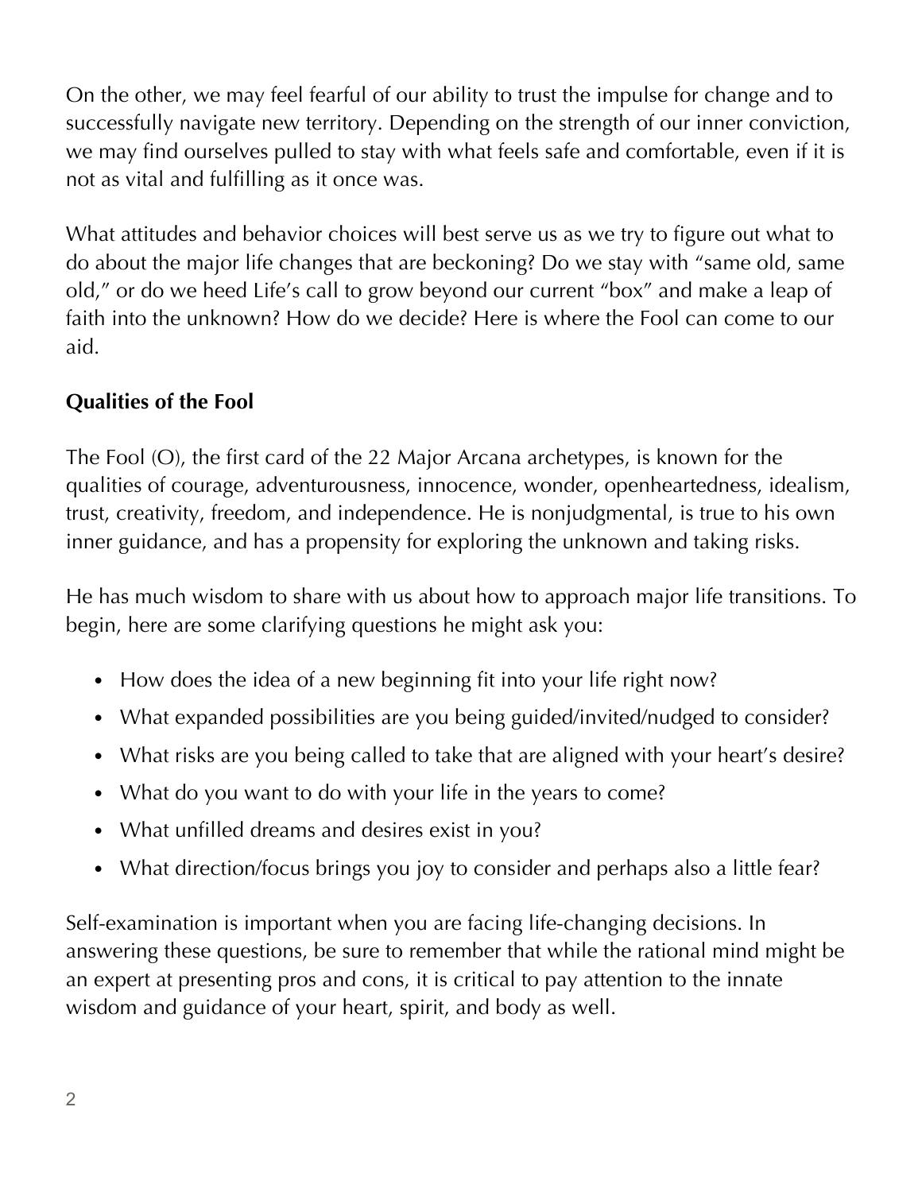On the other, we may feel fearful of our ability to trust the impulse for change and to successfully navigate new territory. Depending on the strength of our inner conviction, we may find ourselves pulled to stay with what feels safe and comfortable, even if it is not as vital and fulfilling as it once was.

What attitudes and behavior choices will best serve us as we try to figure out what to do about the major life changes that are beckoning? Do we stay with "same old, same old," or do we heed Life's call to grow beyond our current "box" and make a leap of faith into the unknown? How do we decide? Here is where the Fool can come to our aid.

**Qualities of the Fool**

The Fool (O), the first card of the 22 Major Arcana archetypes, is known for the qualities of courage, adventurousness, innocence, wonder, openheartedness, idealism, trust, creativity, freedom, and independence. He is nonjudgmental, is true to his own inner guidance, and has a propensity for exploring the unknown and taking risks.

He has much wisdom to share with us about how to approach major life transitions. To begin, here are some clarifying questions he might ask you:

- How does the idea of a new beginning fit into your life right now?
- What expanded possibilities are you being guided/invited/nudged to consider?
- What risks are you being called to take that are aligned with your heart's desire?
- What do you want to do with your life in the years to come?
- What unfilled dreams and desires exist in you?
- What direction/focus brings you joy to consider and perhaps also a little fear?

Self-examination is important when you are facing life-changing decisions. In answering these questions, be sure to remember that while the rational mind might be an expert at presenting pros and cons, it is critical to pay attention to the innate wisdom and guidance of your heart, spirit, and body as well.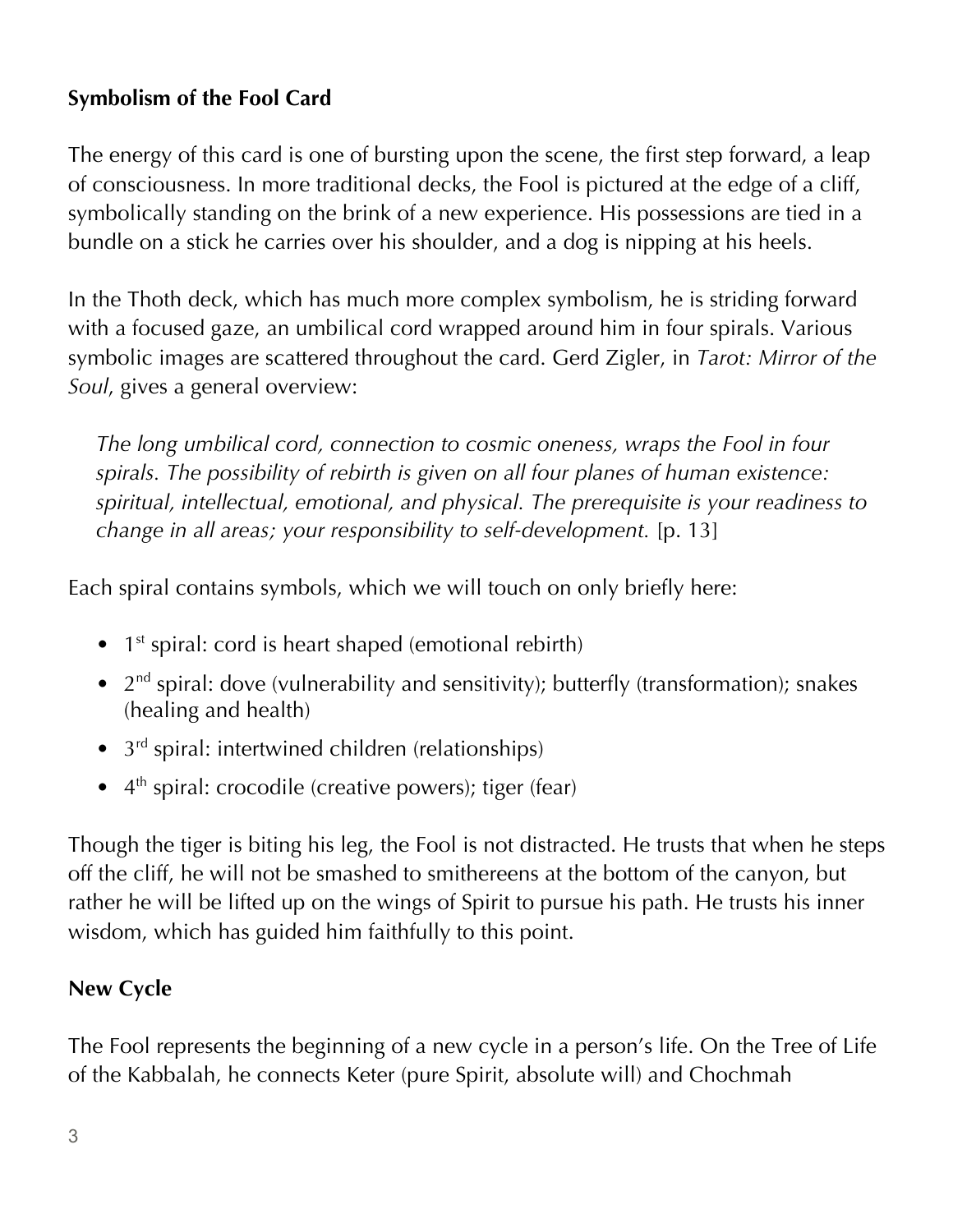**Symbolism of the Fool Card**

The energy of this card is one of bursting upon the scene, the first step forward, a leap of consciousness. In more traditional decks, the Fool is pictured at the edge of a cliff, symbolically standing on the brink of a new experience. His possessions are tied in a bundle on a stick he carries over his shoulder, and a dog is nipping at his heels.

In the Thoth deck, which has much more complex symbolism, he is striding forward with a focused gaze, an umbilical cord wrapped around him in four spirals. Various symbolic images are scattered throughout the card. Gerd Zigler, in *Tarot: Mirror of the Soul*, gives a general overview:

> *The long umbilical cord, connection to cosmic oneness, wraps the Fool in four spirals. The possibility of rebirth is given on all four planes of human existence: spiritual, intellectual, emotional, and physical. The prerequisite is your readiness to change in all areas; your responsibility to self-development.* [p. 13]

Each spiral contains symbols, which we will touch on only briefly here:

- 1st spiral: cord is heart shaped (emotional rebirth)
- 2nd spiral: dove (vulnerability and sensitivity); butterfly (transformation); snakes (healing and health)
- 3rd spiral: intertwined children (relationships)
- 4th spiral: crocodile (creative powers); tiger (fear)

Though the tiger is biting his leg, the Fool is not distracted. He trusts that when he steps off the cliff, he will not be smashed to smithereens at the bottom of the canyon, but rather he will be lifted up on the wings of Spirit to pursue his path. He trusts his inner wisdom, which has guided him faithfully to this point.

**New Cycle**

The Fool represents the beginning of a new cycle in a person's life. On the Tree of Life of the Kabbalah, he connects Keter (pure Spirit, absolute will) and Chochmah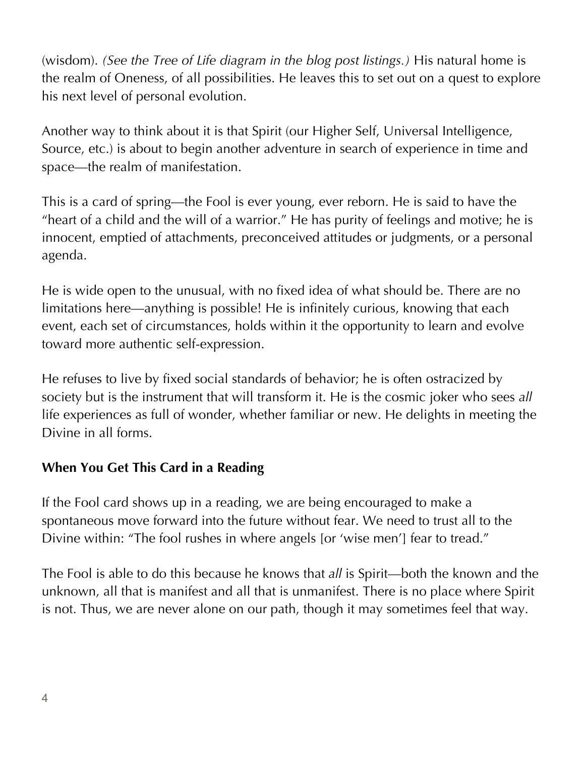(wisdom). *(See the Tree of Life diagram in the blog post listings.)* His natural home is the realm of Oneness, of all possibilities. He leaves this to set out on a quest to explore his next level of personal evolution.

Another way to think about it is that Spirit (our Higher Self, Universal Intelligence, Source, etc.) is about to begin another adventure in search of experience in time and space—the realm of manifestation.

This is a card of spring—the Fool is ever young, ever reborn. He is said to have the "heart of a child and the will of a warrior." He has purity of feelings and motive; he is innocent, emptied of attachments, preconceived attitudes or judgments, or a personal agenda.

He is wide open to the unusual, with no fixed idea of what should be. There are no limitations here—anything is possible! He is infinitely curious, knowing that each event, each set of circumstances, holds within it the opportunity to learn and evolve toward more authentic self-expression.

He refuses to live by fixed social standards of behavior; he is often ostracized by society but is the instrument that will transform it. He is the cosmic joker who sees *all* life experiences as full of wonder, whether familiar or new. He delights in meeting the Divine in all forms.

**When You Get This Card in a Reading**

If the Fool card shows up in a reading, we are being encouraged to make a spontaneous move forward into the future without fear. We need to trust all to the Divine within: "The fool rushes in where angels [or 'wise men'] fear to tread."

The Fool is able to do this because he knows that *all* is Spirit—both the known and the unknown, all that is manifest and all that is unmanifest. There is no place where Spirit is not. Thus, we are never alone on our path, though it may sometimes feel that way.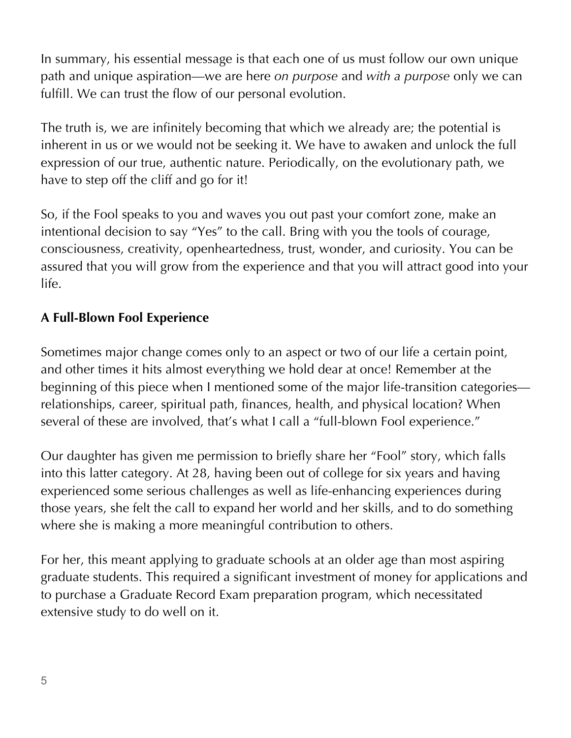In summary, his essential message is that each one of us must follow our own unique path and unique aspiration—we are here *on purpose* and *with a purpose* only we can fulfill. We can trust the flow of our personal evolution.

The truth is, we are infinitely becoming that which we already are; the potential is inherent in us or we would not be seeking it. We have to awaken and unlock the full expression of our true, authentic nature. Periodically, on the evolutionary path, we have to step off the cliff and go for it!

So, if the Fool speaks to you and waves you out past your comfort zone, make an intentional decision to say "Yes" to the call. Bring with you the tools of courage, consciousness, creativity, openheartedness, trust, wonder, and curiosity. You can be assured that you will grow from the experience and that you will attract good into your life.

**A Full-Blown Fool Experience**

Sometimes major change comes only to an aspect or two of our life a certain point, and other times it hits almost everything we hold dear at once! Remember at the beginning of this piece when I mentioned some of the major life-transition categories—relationships, career, spiritual path, finances, health, and physical location? When several of these are involved, that's what I call a "full-blown Fool experience."

Our daughter has given me permission to briefly share her "Fool" story, which falls into this latter category. At 28, having been out of college for six years and having experienced some serious challenges as well as life-enhancing experiences during those years, she felt the call to expand her world and her skills, and to do something where she is making a more meaningful contribution to others.

For her, this meant applying to graduate schools at an older age than most aspiring graduate students. This required a significant investment of money for applications and to purchase a Graduate Record Exam preparation program, which necessitated extensive study to do well on it.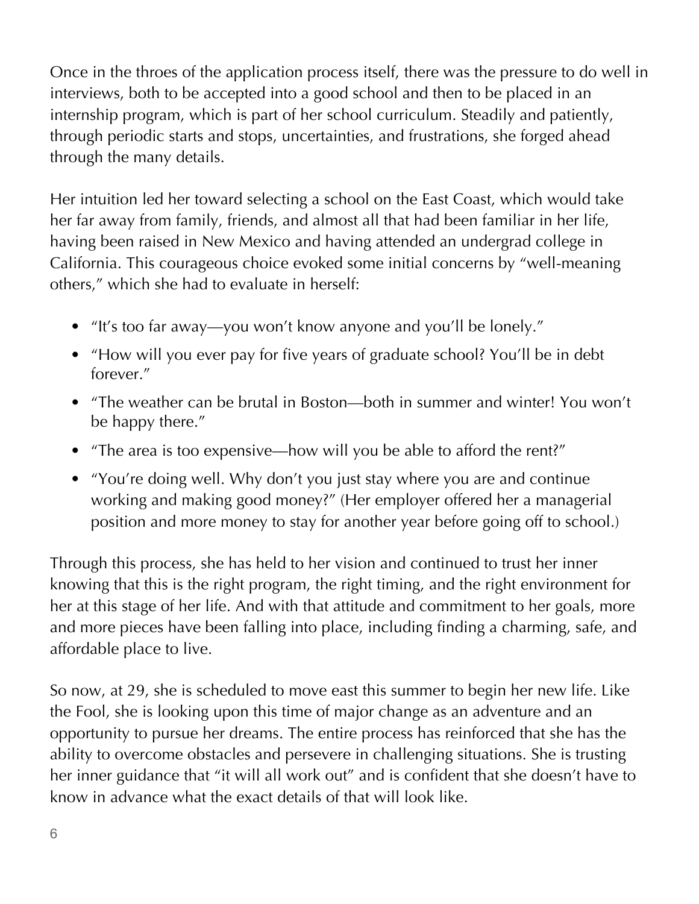Once in the throes of the application process itself, there was the pressure to do well in interviews, both to be accepted into a good school and then to be placed in an internship program, which is part of her school curriculum. Steadily and patiently, through periodic starts and stops, uncertainties, and frustrations, she forged ahead through the many details.

Her intuition led her toward selecting a school on the East Coast, which would take her far away from family, friends, and almost all that had been familiar in her life, having been raised in New Mexico and having attended an undergrad college in California. This courageous choice evoked some initial concerns by "well-meaning others," which she had to evaluate in herself:

- "It's too far away—you won't know anyone and you'll be lonely."
- "How will you ever pay for five years of graduate school? You'll be in debt forever."
- "The weather can be brutal in Boston—both in summer and winter! You won't be happy there."
- "The area is too expensive—how will you be able to afford the rent?"
- "You're doing well. Why don't you just stay where you are and continue working and making good money?" (Her employer offered her a managerial position and more money to stay for another year before going off to school.)

Through this process, she has held to her vision and continued to trust her inner knowing that this is the right program, the right timing, and the right environment for her at this stage of her life. And with that attitude and commitment to her goals, more and more pieces have been falling into place, including finding a charming, safe, and affordable place to live.

So now, at 29, she is scheduled to move east this summer to begin her new life. Like the Fool, she is looking upon this time of major change as an adventure and an opportunity to pursue her dreams. The entire process has reinforced that she has the ability to overcome obstacles and persevere in challenging situations. She is trusting her inner guidance that "it will all work out" and is confident that she doesn't have to know in advance what the exact details of that will look like.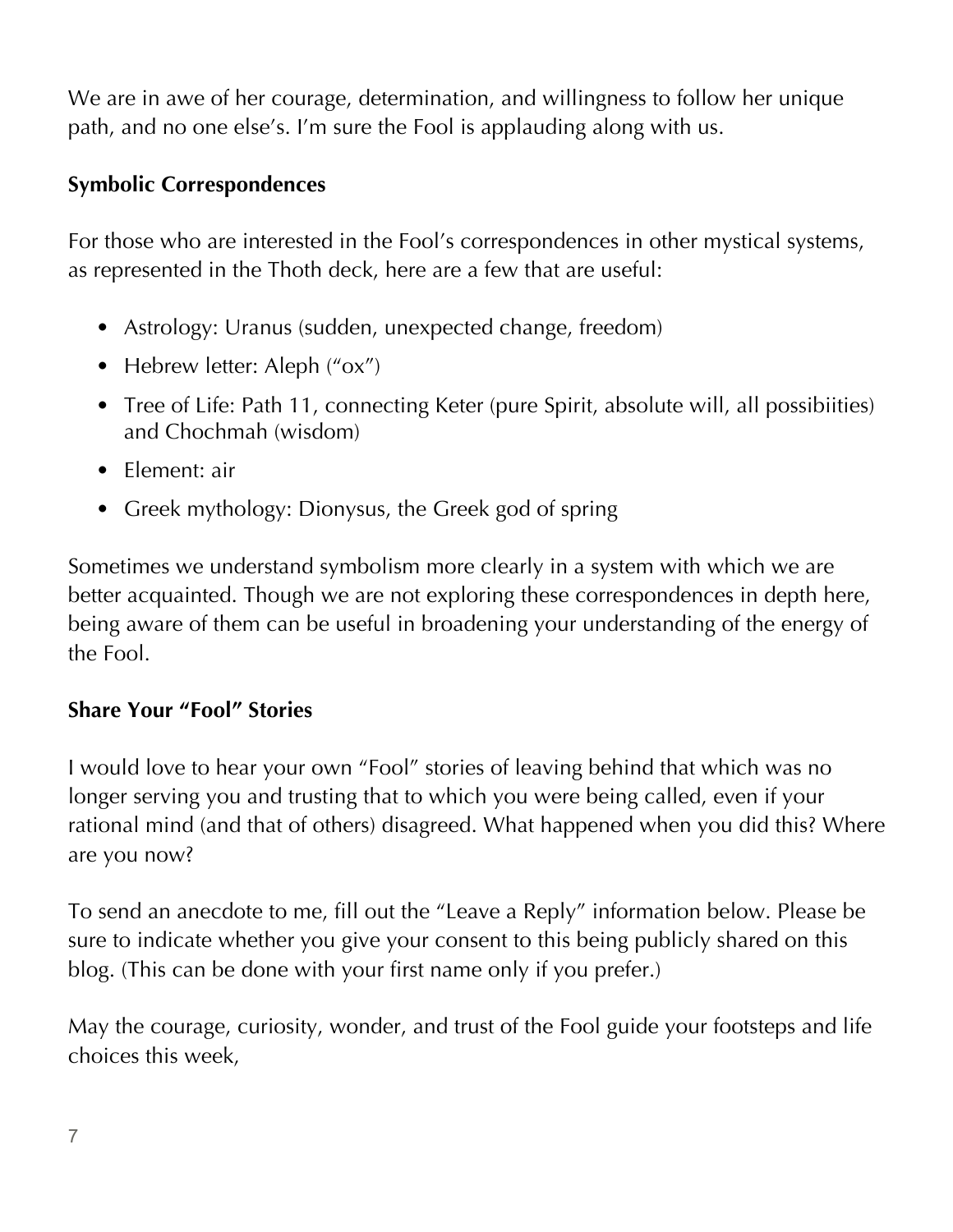We are in awe of her courage, determination, and willingness to follow her unique path, and no one else's. I'm sure the Fool is applauding along with us.

**Symbolic Correspondences**

For those who are interested in the Fool's correspondences in other mystical systems, as represented in the Thoth deck, here are a few that are useful:

- Astrology: Uranus (sudden, unexpected change, freedom)
- Hebrew letter: Aleph ("ox")
- Tree of Life: Path 11, connecting Keter (pure Spirit, absolute will, all possibiities) and Chochmah (wisdom)
- Element: air
- Greek mythology: Dionysus, the Greek god of spring

Sometimes we understand symbolism more clearly in a system with which we are better acquainted. Though we are not exploring these correspondences in depth here, being aware of them can be useful in broadening your understanding of the energy of the Fool.

**Share Your "Fool" Stories**

I would love to hear your own "Fool" stories of leaving behind that which was no longer serving you and trusting that to which you were being called, even if your rational mind (and that of others) disagreed. What happened when you did this? Where are you now?

To send an anecdote to me, fill out the "Leave a Reply" information below. Please be sure to indicate whether you give your consent to this being publicly shared on this blog. (This can be done with your first name only if you prefer.)

May the courage, curiosity, wonder, and trust of the Fool guide your footsteps and life choices this week,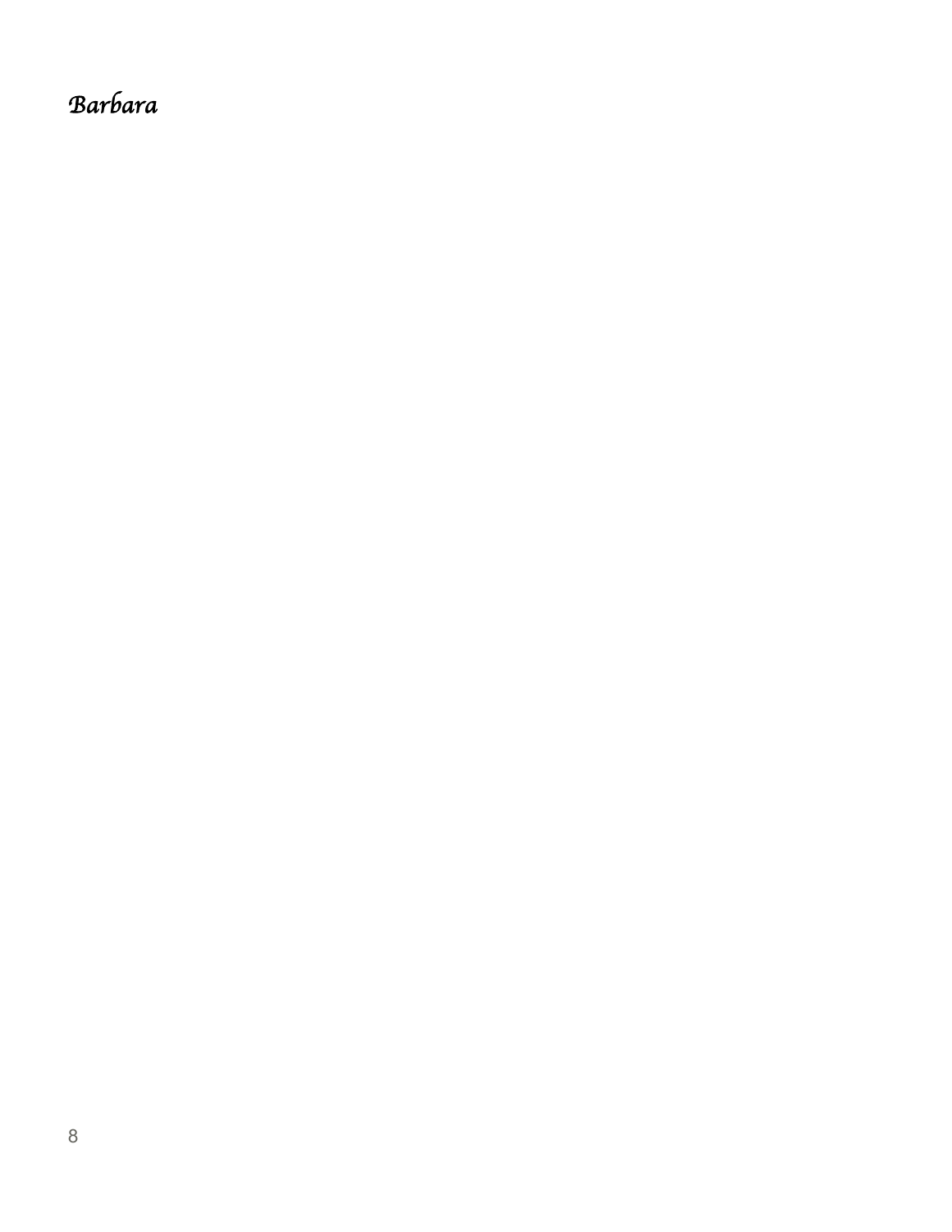*Barbara*